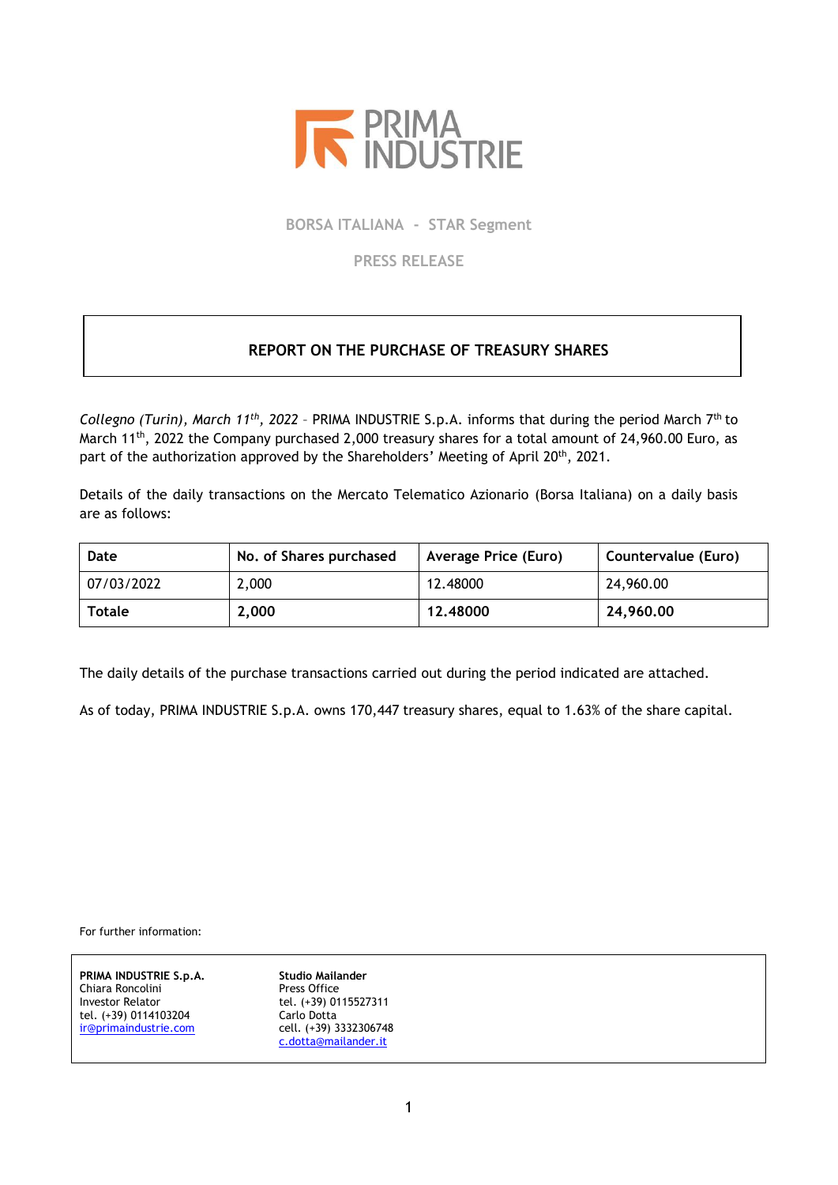PRIMA INDUSTRIE

BORSA ITALIANA - STAR Segment

PRESS RELEASE

## REPORT ON THE PURCHASE OF TREASURY SHARES

*Collegno (Turin), March 11th, 2022* – PRIMA INDUSTRIE S.p.A. informs that during the period March 7th to March 11th, 2022 the Company purchased 2,000 treasury shares for a total amount of 24,960.00 Euro, as part of the authorization approved by the Shareholders' Meeting of April 20th, 2021.

Details of the daily transactions on the Mercato Telematico Azionario (Borsa Italiana) on a daily basis are as follows:

| Date | No. of Shares purchased | Average Price (Euro) | Countervalue (Euro) |
|---|---|---|---|
| 07/03/2022 | 2,000 | 12.48000 | 24,960.00 |
| **Totale** | **2,000** | **12.48000** | **24,960.00** |

The daily details of the purchase transactions carried out during the period indicated are attached.

As of today, PRIMA INDUSTRIE S.p.A. owns 170,447 treasury shares, equal to 1.63% of the share capital.

For further information:

**PRIMA INDUSTRIE S.p.A.**
Chiara Roncolini
Investor Relator
tel. (+39) 0114103204
ir@primaindustrie.com

**Studio Mailander**
Press Office
tel. (+39) 0115527311
Carlo Dotta
cell. (+39) 3332306748
c.dotta@mailander.it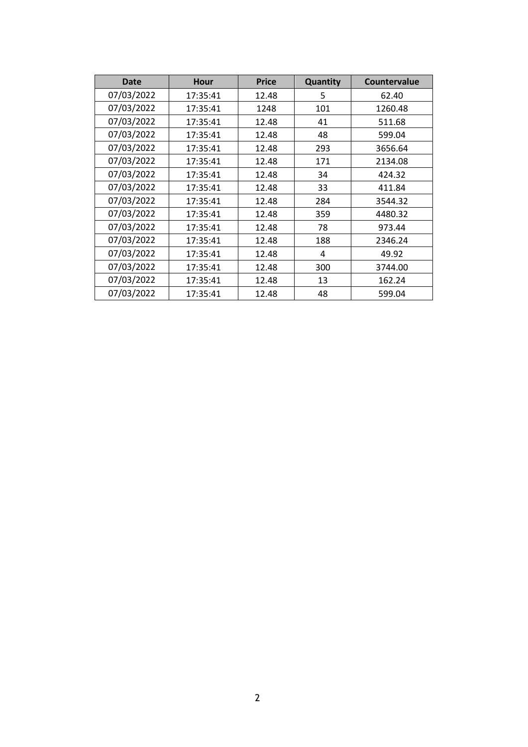| Date | Hour | Price | Quantity | Countervalue |
|---|---|---|---|---|
| 07/03/2022 | 17:35:41 | 12.48 | 5 | 62.40 |
| 07/03/2022 | 17:35:41 | 1248 | 101 | 1260.48 |
| 07/03/2022 | 17:35:41 | 12.48 | 41 | 511.68 |
| 07/03/2022 | 17:35:41 | 12.48 | 48 | 599.04 |
| 07/03/2022 | 17:35:41 | 12.48 | 293 | 3656.64 |
| 07/03/2022 | 17:35:41 | 12.48 | 171 | 2134.08 |
| 07/03/2022 | 17:35:41 | 12.48 | 34 | 424.32 |
| 07/03/2022 | 17:35:41 | 12.48 | 33 | 411.84 |
| 07/03/2022 | 17:35:41 | 12.48 | 284 | 3544.32 |
| 07/03/2022 | 17:35:41 | 12.48 | 359 | 4480.32 |
| 07/03/2022 | 17:35:41 | 12.48 | 78 | 973.44 |
| 07/03/2022 | 17:35:41 | 12.48 | 188 | 2346.24 |
| 07/03/2022 | 17:35:41 | 12.48 | 4 | 49.92 |
| 07/03/2022 | 17:35:41 | 12.48 | 300 | 3744.00 |
| 07/03/2022 | 17:35:41 | 12.48 | 13 | 162.24 |
| 07/03/2022 | 17:35:41 | 12.48 | 48 | 599.04 |